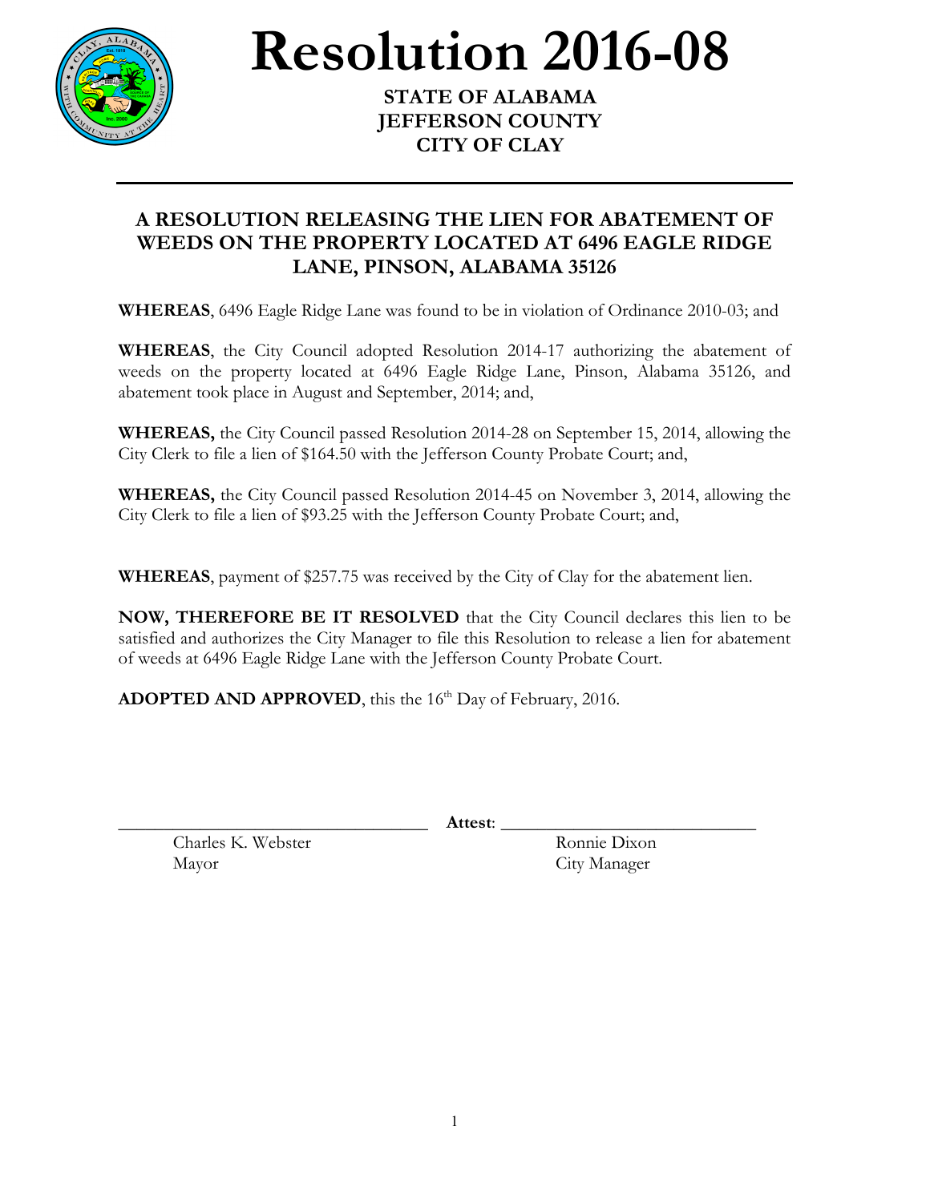# Resolution 2016-08

**STATE OF ALABAMA**
**JEFFERSON COUNTY**
**CITY OF CLAY**

---

## A RESOLUTION RELEASING THE LIEN FOR ABATEMENT OF WEEDS ON THE PROPERTY LOCATED AT 6496 EAGLE RIDGE LANE, PINSON, ALABAMA 35126

**WHEREAS**, 6496 Eagle Ridge Lane was found to be in violation of Ordinance 2010-03; and

**WHEREAS**, the City Council adopted Resolution 2014-17 authorizing the abatement of weeds on the property located at 6496 Eagle Ridge Lane, Pinson, Alabama 35126, and abatement took place in August and September, 2014; and,

**WHEREAS,** the City Council passed Resolution 2014-28 on September 15, 2014, allowing the City Clerk to file a lien of $164.50 with the Jefferson County Probate Court; and,

**WHEREAS,** the City Council passed Resolution 2014-45 on November 3, 2014, allowing the City Clerk to file a lien of $93.25 with the Jefferson County Probate Court; and,

**WHEREAS**, payment of $257.75 was received by the City of Clay for the abatement lien.

**NOW, THEREFORE BE IT RESOLVED** that the City Council declares this lien to be satisfied and authorizes the City Manager to file this Resolution to release a lien for abatement of weeds at 6496 Eagle Ridge Lane with the Jefferson County Probate Court.

**ADOPTED AND APPROVED**, this the 16th Day of February, 2016.

\_\_\_\_\_\_\_\_\_\_\_\_\_\_\_\_\_\_\_\_\_\_\_\_\_\_\_\_\_\_\_\_
Charles K. Webster
Mayor

**Attest**: \_\_\_\_\_\_\_\_\_\_\_\_\_\_\_\_\_\_\_\_\_\_\_\_\_\_\_\_\_\_\_\_
Ronnie Dixon
City Manager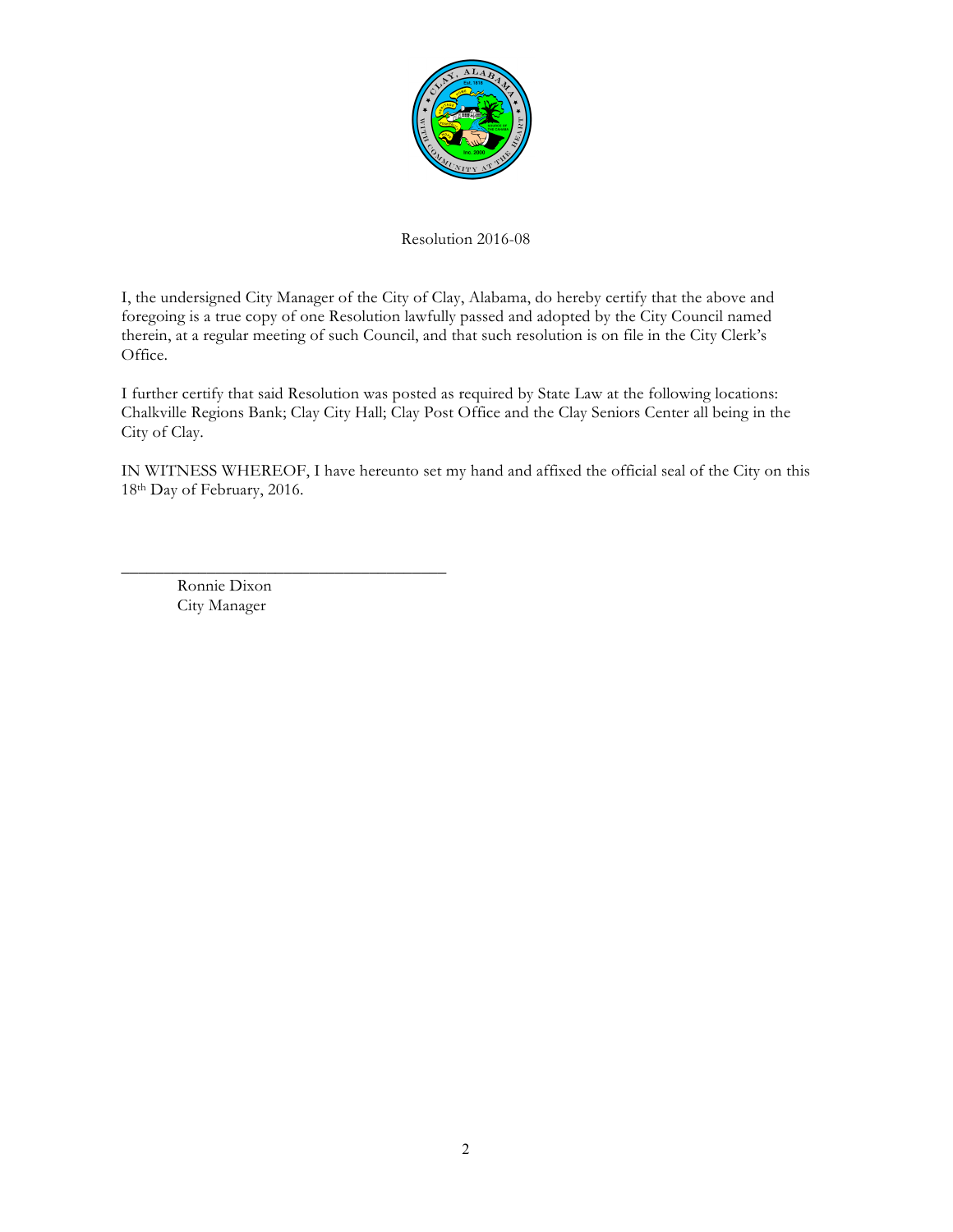Resolution 2016-08

I, the undersigned City Manager of the City of Clay, Alabama, do hereby certify that the above and foregoing is a true copy of one Resolution lawfully passed and adopted by the City Council named therein, at a regular meeting of such Council, and that such resolution is on file in the City Clerk's Office.

I further certify that said Resolution was posted as required by State Law at the following locations: Chalkville Regions Bank; Clay City Hall; Clay Post Office and the Clay Seniors Center all being in the City of Clay.

IN WITNESS WHEREOF, I have hereunto set my hand and affixed the official seal of the City on this 18th Day of February, 2016.

\_\_\_\_\_\_\_\_\_\_\_\_\_\_\_\_\_\_\_\_\_\_\_\_\_\_\_\_\_\_\_\_\_\_\_\_\_\_\_\_

Ronnie Dixon
City Manager